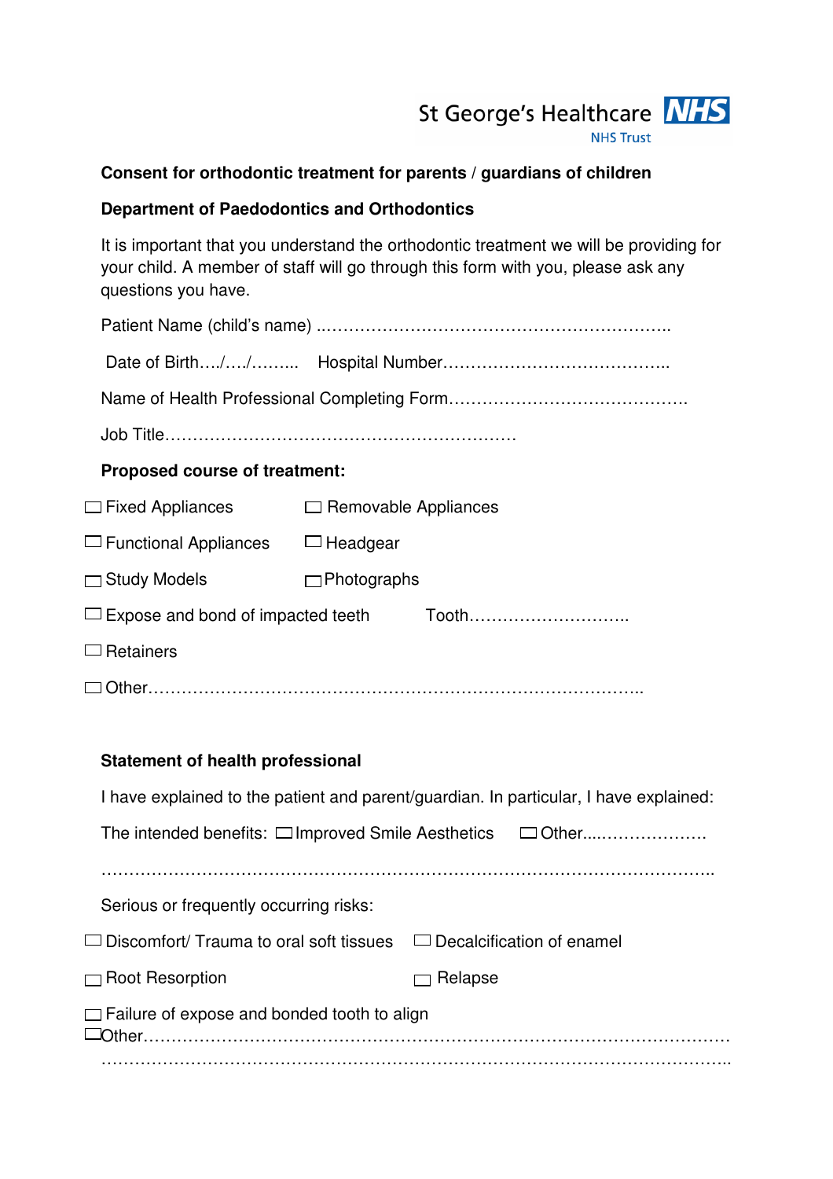St George's Healthcare **NHS**
NHS Trust

**Consent for orthodontic treatment for parents / guardians of children**

**Department of Paedodontics and Orthodontics**

It is important that you understand the orthodontic treatment we will be providing for your child. A member of staff will go through this form with you, please ask any questions you have.

Patient Name (child's name) ..……………………………………………………..

Date of Birth…./…./……... Hospital Number…………………………………..

Name of Health Professional Completing Form…………………………………….

Job Title……………………………………………………

**Proposed course of treatment:**

☐ Fixed Appliances ☐ Removable Appliances

☐ Functional Appliances ☐ Headgear

☐ Study Models ☐ Photographs

☐ Expose and bond of impacted teeth Tooth………………………..

☐ Retainers

☐ Other…………………………………………………………………………..

**Statement of health professional**

I have explained to the patient and parent/guardian. In particular, I have explained:

The intended benefits: ☐ Improved Smile Aesthetics ☐ Other....………………..

……………………………………………………………………………………………..

Serious or frequently occurring risks:

☐ Discomfort/ Trauma to oral soft tissues ☐ Decalcification of enamel

☐ Root Resorption ☐ Relapse

☐ Failure of expose and bonded tooth to align

☐ Other……………………………………………………………………………………

………………………………………………………………………………………………..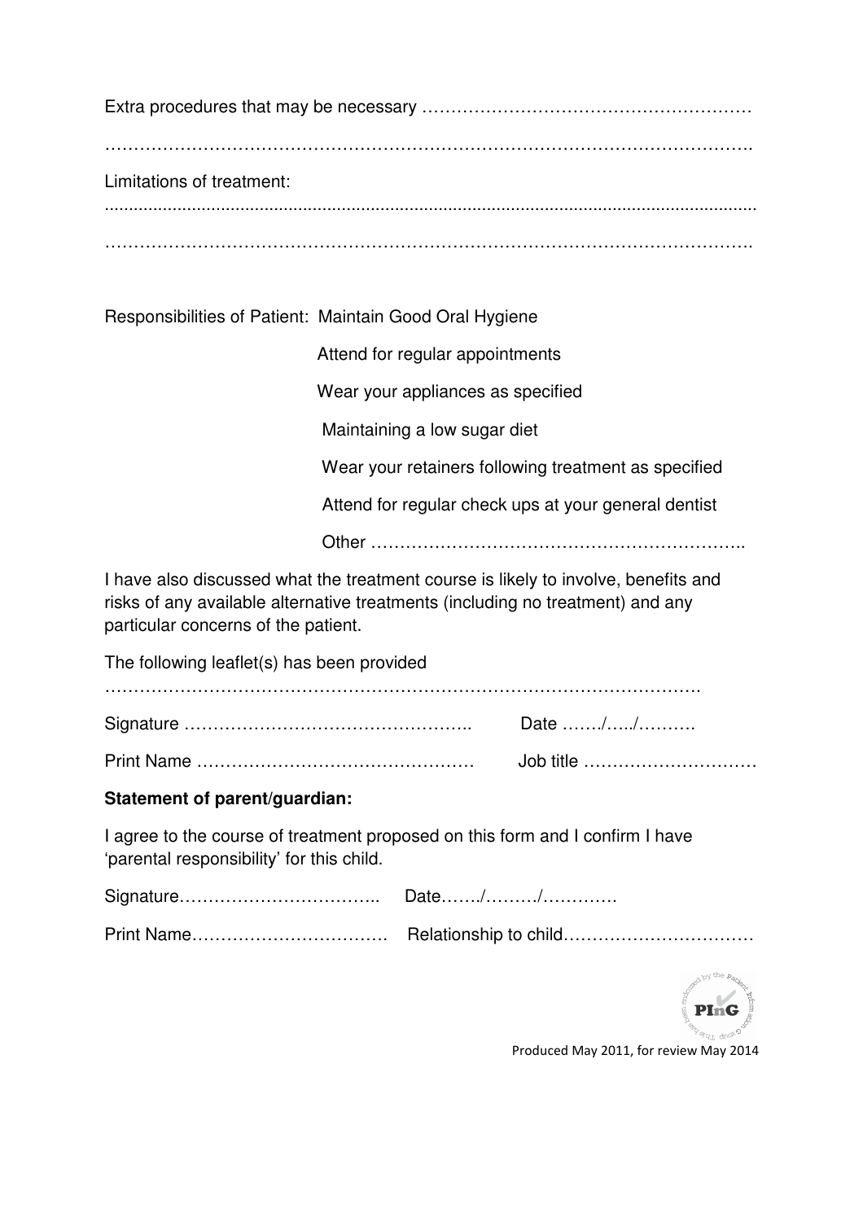Extra procedures that may be necessary ………………………………………………

……………………………………………………………………………………………….

Limitations of treatment:

.......................................................................................................................................

……………………………………………………………………………………………….

Responsibilities of Patient: Maintain Good Oral Hygiene

Attend for regular appointments

Wear your appliances as specified

Maintaining a low sugar diet

Wear your retainers following treatment as specified

Attend for regular check ups at your general dentist

Other ………………………………………………………..

I have also discussed what the treatment course is likely to involve, benefits and risks of any available alternative treatments (including no treatment) and any particular concerns of the patient.

The following leaflet(s) has been provided

…………………………………………………………………………………………

Signature ………………………………………….. Date ……./…../……….

Print Name ………………………………………… Job title …………………………

**Statement of parent/guardian:**

I agree to the course of treatment proposed on this form and I confirm I have 'parental responsibility' for this child.

Signature…………………………….. Date……./………/………….

Print Name…………………………… Relationship to child……………………………

Produced May 2011, for review May 2014